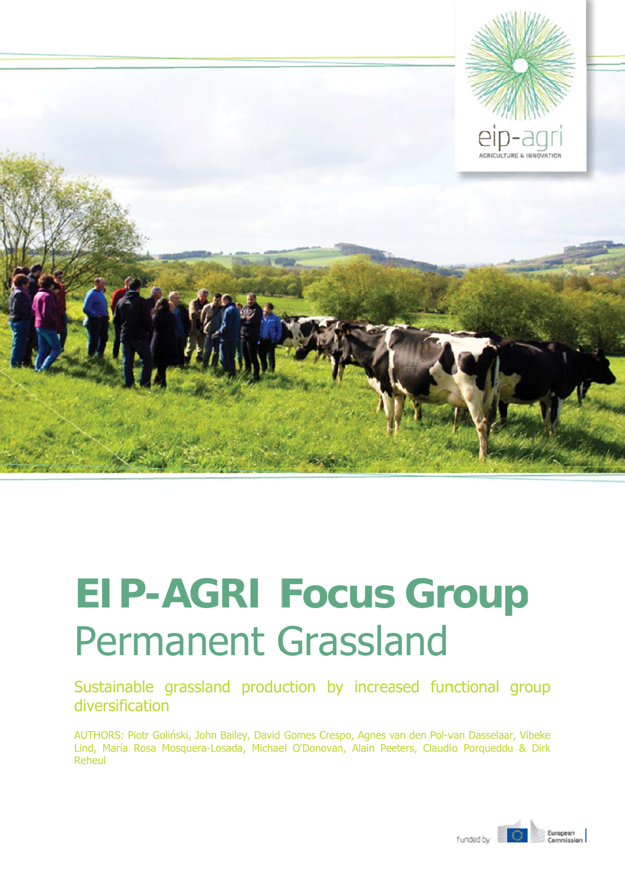# EIP-AGRI Focus Group
## Permanent Grassland

### Sustainable grassland production by increased functional group diversification

AUTHORS: Piotr Goliński, John Bailey, David Gomes Crespo, Agnes van den Pol-van Dasselaar, Vibeke Lind, María Rosa Mosquera-Losada, Michael O'Donovan, Alain Peeters, Claudio Porqueddu & Dirk Reheul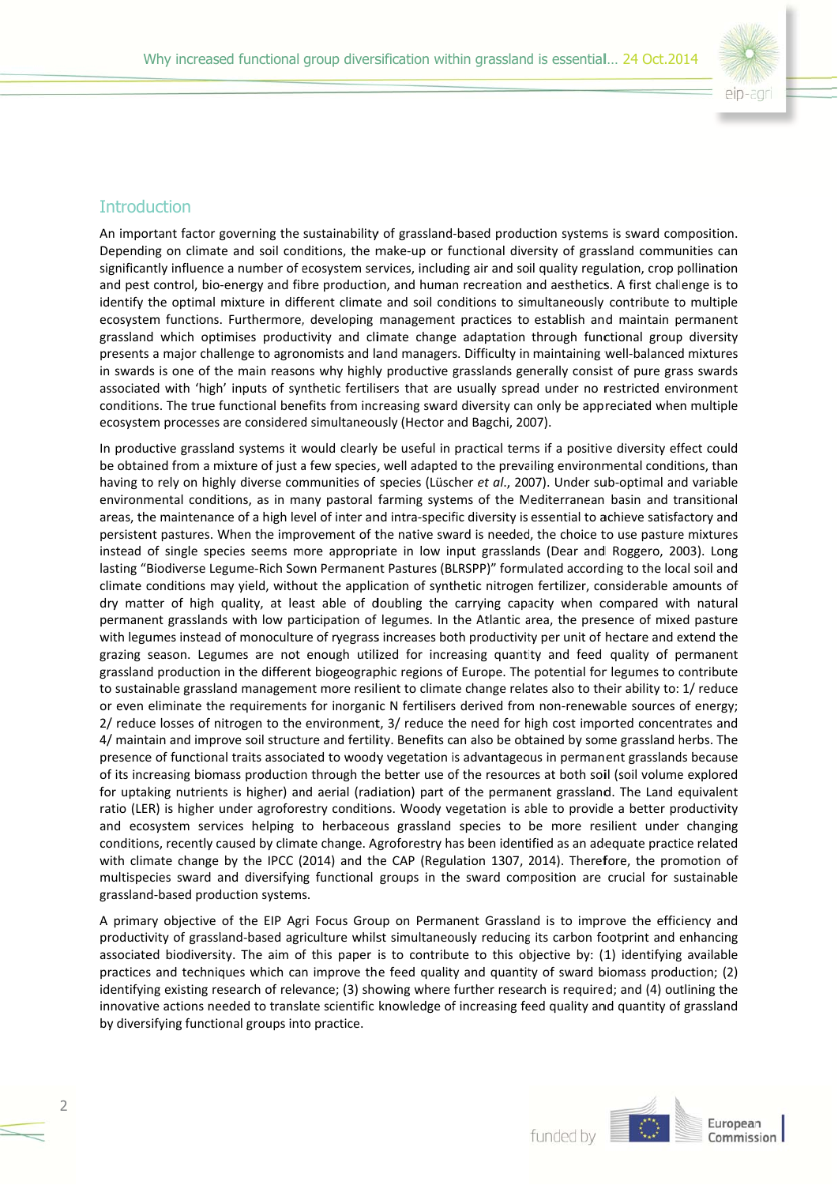## Introduction

An important factor governing the sustainability of grassland-based production systems is sward composition. Depending on climate and soil conditions, the make-up or functional diversity of grassland communities can significantly influence a number of ecosystem services, including air and soil quality regulation, crop pollination and pest control, bio-energy and fibre production, and human recreation and aesthetics. A first challenge is to identify the optimal mixture in different climate and soil conditions to simultaneously contribute to multiple ecosystem functions. Furthermore, developing management practices to establish and maintain permanent grassland which optimises productivity and climate change adaptation through functional group diversity presents a major challenge to agronomists and land managers. Difficulty in maintaining well-balanced mixtures in swards is one of the main reasons why highly productive grasslands generally consist of pure grass swards associated with 'high' inputs of synthetic fertilisers that are usually spread under no restricted environment conditions. The true functional benefits from increasing sward diversity can only be appreciated when multiple ecosystem processes are considered simultaneously (Hector and Bagchi, 2007).

In productive grassland systems it would clearly be useful in practical terms if a positive diversity effect could be obtained from a mixture of just a few species, well adapted to the prevailing environmental conditions, than having to rely on highly diverse communities of species (Lüscher *et al.*, 2007). Under sub-optimal and variable environmental conditions, as in many pastoral farming systems of the Mediterranean basin and transitional areas, the maintenance of a high level of inter and intra-specific diversity is essential to achieve satisfactory and persistent pastures. When the improvement of the native sward is needed, the choice to use pasture mixtures instead of single species seems more appropriate in low input grasslands (Dear and Roggero, 2003). Long lasting "Biodiverse Legume-Rich Sown Permanent Pastures (BLRSPP)" formulated according to the local soil and climate conditions may yield, without the application of synthetic nitrogen fertilizer, considerable amounts of dry matter of high quality, at least able of doubling the carrying capacity when compared with natural permanent grasslands with low participation of legumes. In the Atlantic area, the presence of mixed pasture with legumes instead of monoculture of ryegrass increases both productivity per unit of hectare and extend the grazing season. Legumes are not enough utilized for increasing quantity and feed quality of permanent grassland production in the different biogeographic regions of Europe. The potential for legumes to contribute to sustainable grassland management more resilient to climate change relates also to their ability to: 1/ reduce or even eliminate the requirements for inorganic N fertilisers derived from non-renewable sources of energy; 2/ reduce losses of nitrogen to the environment, 3/ reduce the need for high cost imported concentrates and 4/ maintain and improve soil structure and fertility. Benefits can also be obtained by some grassland herbs. The presence of functional traits associated to woody vegetation is advantageous in permanent grasslands because of its increasing biomass production through the better use of the resources at both soil (soil volume explored for uptaking nutrients is higher) and aerial (radiation) part of the permanent grassland. The Land equivalent ratio (LER) is higher under agroforestry conditions. Woody vegetation is able to provide a better productivity and ecosystem services helping to herbaceous grassland species to be more resilient under changing conditions, recently caused by climate change. Agroforestry has been identified as an adequate practice related with climate change by the IPCC (2014) and the CAP (Regulation 1307, 2014). Therefore, the promotion of multispecies sward and diversifying functional groups in the sward composition are crucial for sustainable grassland-based production systems.

A primary objective of the EIP Agri Focus Group on Permanent Grassland is to improve the efficiency and productivity of grassland-based agriculture whilst simultaneously reducing its carbon footprint and enhancing associated biodiversity. The aim of this paper is to contribute to this objective by: (1) identifying available practices and techniques which can improve the feed quality and quantity of sward biomass production; (2) identifying existing research of relevance; (3) showing where further research is required; and (4) outlining the innovative actions needed to translate scientific knowledge of increasing feed quality and quantity of grassland by diversifying functional groups into practice.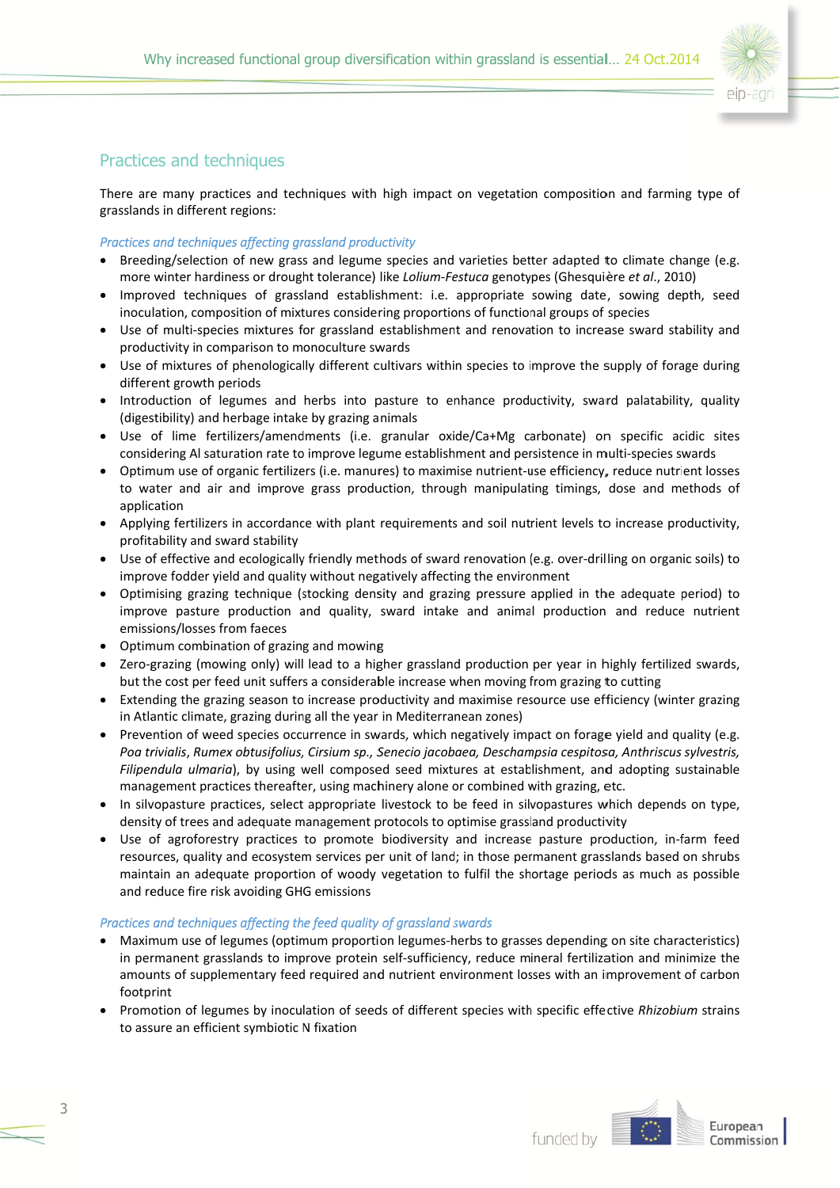## Practices and techniques

There are many practices and techniques with high impact on vegetation composition and farming type of grasslands in different regions:

*Practices and techniques affecting grassland productivity*

- Breeding/selection of new grass and legume species and varieties better adapted to climate change (e.g. more winter hardiness or drought tolerance) like *Lolium-Festuca* genotypes (Ghesquière *et al*., 2010)
- Improved techniques of grassland establishment: i.e. appropriate sowing date, sowing depth, seed inoculation, composition of mixtures considering proportions of functional groups of species
- Use of multi-species mixtures for grassland establishment and renovation to increase sward stability and productivity in comparison to monoculture swards
- Use of mixtures of phenologically different cultivars within species to improve the supply of forage during different growth periods
- Introduction of legumes and herbs into pasture to enhance productivity, sward palatability, quality (digestibility) and herbage intake by grazing animals
- Use of lime fertilizers/amendments (i.e. granular oxide/Ca+Mg carbonate) on specific acidic sites considering Al saturation rate to improve legume establishment and persistence in multi-species swards
- Optimum use of organic fertilizers (i.e. manures) to maximise nutrient-use efficiency, reduce nutrient losses to water and air and improve grass production, through manipulating timings, dose and methods of application
- Applying fertilizers in accordance with plant requirements and soil nutrient levels to increase productivity, profitability and sward stability
- Use of effective and ecologically friendly methods of sward renovation (e.g. over-drilling on organic soils) to improve fodder yield and quality without negatively affecting the environment
- Optimising grazing technique (stocking density and grazing pressure applied in the adequate period) to improve pasture production and quality, sward intake and animal production and reduce nutrient emissions/losses from faeces
- Optimum combination of grazing and mowing
- Zero-grazing (mowing only) will lead to a higher grassland production per year in highly fertilized swards, but the cost per feed unit suffers a considerable increase when moving from grazing to cutting
- Extending the grazing season to increase productivity and maximise resource use efficiency (winter grazing in Atlantic climate, grazing during all the year in Mediterranean zones)
- Prevention of weed species occurrence in swards, which negatively impact on forage yield and quality (e.g. *Poa trivialis*, *Rumex obtusifolius, Cirsium sp., Senecio jacobaea, Deschampsia cespitosa, Anthriscus sylvestris, Filipendula ulmaria*), by using well composed seed mixtures at establishment, and adopting sustainable management practices thereafter, using machinery alone or combined with grazing, etc.
- In silvopasture practices, select appropriate livestock to be feed in silvopastures which depends on type, density of trees and adequate management protocols to optimise grassland productivity
- Use of agroforestry practices to promote biodiversity and increase pasture production, in-farm feed resources, quality and ecosystem services per unit of land; in those permanent grasslands based on shrubs maintain an adequate proportion of woody vegetation to fulfil the shortage periods as much as possible and reduce fire risk avoiding GHG emissions

*Practices and techniques affecting the feed quality of grassland swards*

- Maximum use of legumes (optimum proportion legumes-herbs to grasses depending on site characteristics) in permanent grasslands to improve protein self-sufficiency, reduce mineral fertilization and minimize the amounts of supplementary feed required and nutrient environment losses with an improvement of carbon footprint
- Promotion of legumes by inoculation of seeds of different species with specific effective *Rhizobium* strains to assure an efficient symbiotic N fixation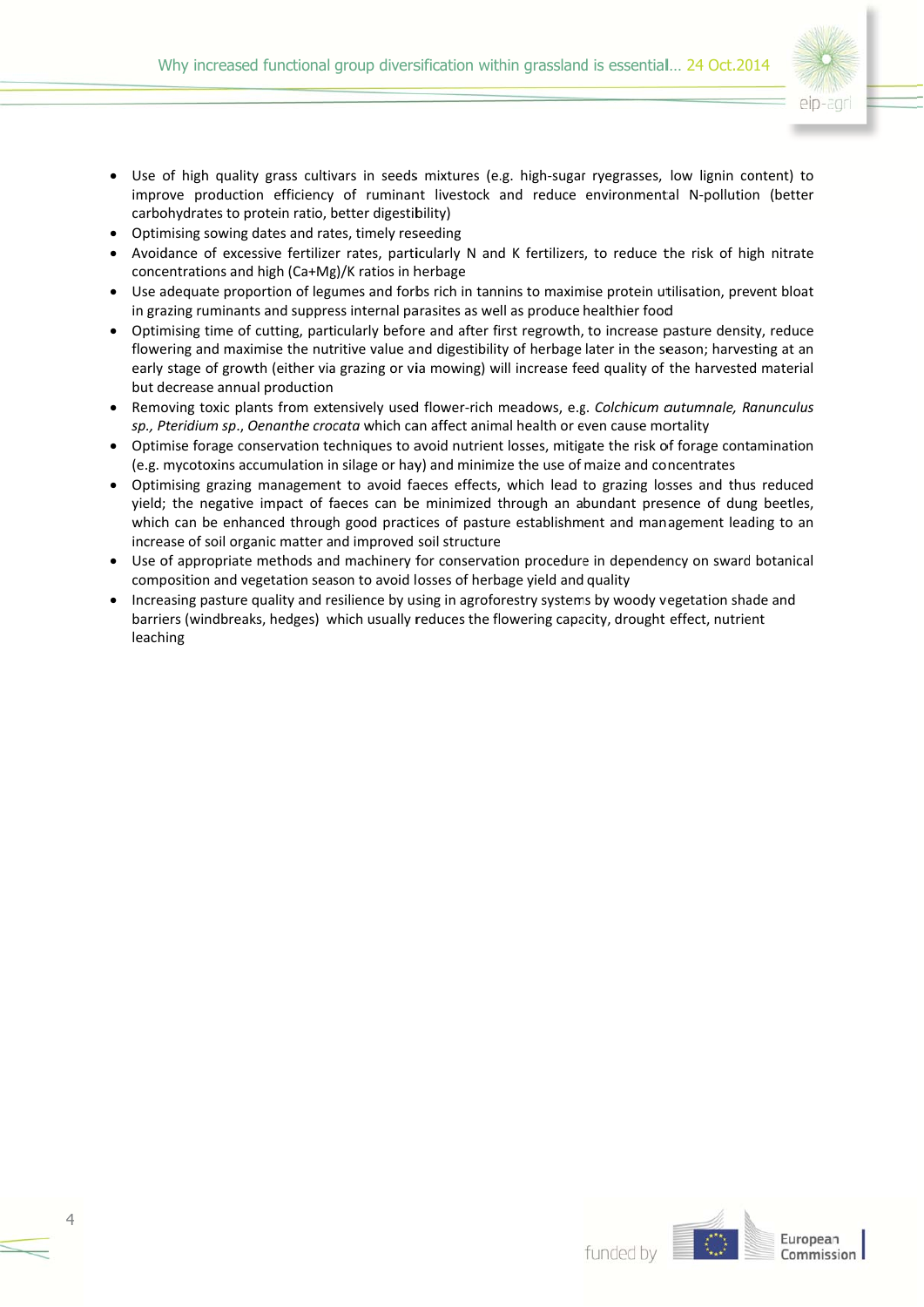- Use of high quality grass cultivars in seeds mixtures (e.g. high-sugar ryegrasses, low lignin content) to improve production efficiency of ruminant livestock and reduce environmental N-pollution (better carbohydrates to protein ratio, better digestibility)
- Optimising sowing dates and rates, timely reseeding
- Avoidance of excessive fertilizer rates, particularly N and K fertilizers, to reduce the risk of high nitrate concentrations and high (Ca+Mg)/K ratios in herbage
- Use adequate proportion of legumes and forbs rich in tannins to maximise protein utilisation, prevent bloat in grazing ruminants and suppress internal parasites as well as produce healthier food
- Optimising time of cutting, particularly before and after first regrowth, to increase pasture density, reduce flowering and maximise the nutritive value and digestibility of herbage later in the season; harvesting at an early stage of growth (either via grazing or via mowing) will increase feed quality of the harvested material but decrease annual production
- Removing toxic plants from extensively used flower-rich meadows, e.g. *Colchicum autumnale, Ranunculus sp., Pteridium sp*., *Oenanthe crocata* which can affect animal health or even cause mortality
- Optimise forage conservation techniques to avoid nutrient losses, mitigate the risk of forage contamination (e.g. mycotoxins accumulation in silage or hay) and minimize the use of maize and concentrates
- Optimising grazing management to avoid faeces effects, which lead to grazing losses and thus reduced yield; the negative impact of faeces can be minimized through an abundant presence of dung beetles, which can be enhanced through good practices of pasture establishment and management leading to an increase of soil organic matter and improved soil structure
- Use of appropriate methods and machinery for conservation procedure in dependency on sward botanical composition and vegetation season to avoid losses of herbage yield and quality
- Increasing pasture quality and resilience by using in agroforestry systems by woody vegetation shade and barriers (windbreaks, hedges) which usually reduces the flowering capacity, drought effect, nutrient leaching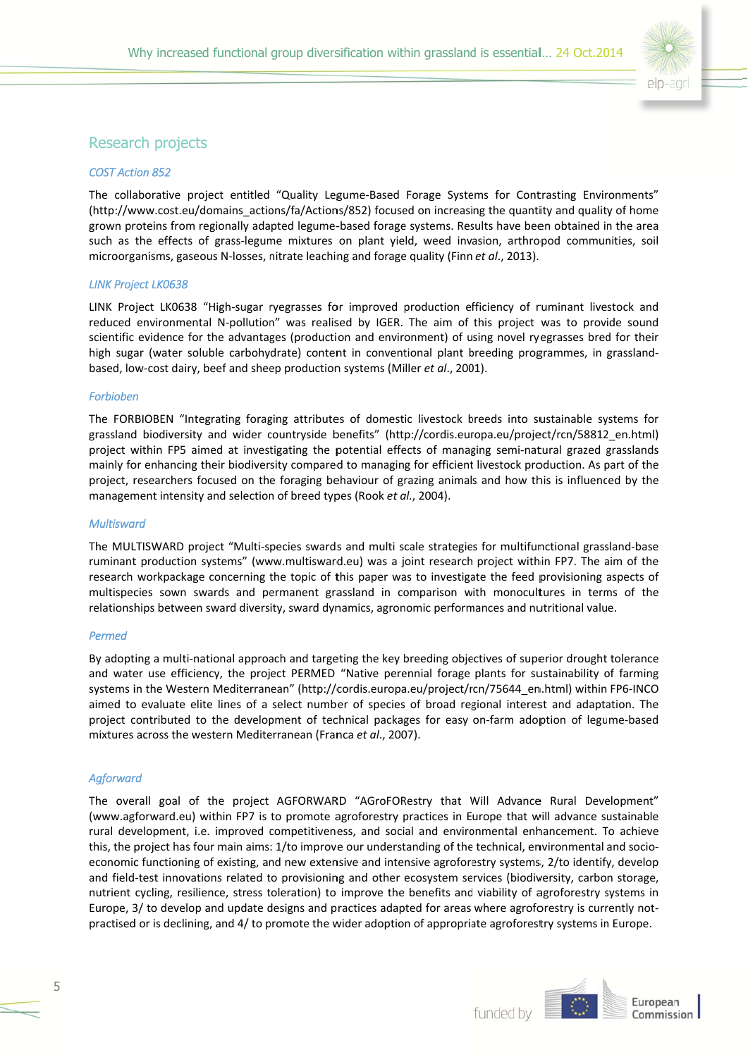## Research projects

### *COST Action 852*

The collaborative project entitled "Quality Legume-Based Forage Systems for Contrasting Environments" (http://www.cost.eu/domains_actions/fa/Actions/852) focused on increasing the quantity and quality of home grown proteins from regionally adapted legume-based forage systems. Results have been obtained in the area such as the effects of grass-legume mixtures on plant yield, weed invasion, arthropod communities, soil microorganisms, gaseous N-losses, nitrate leaching and forage quality (Finn *et al*., 2013).

### *LINK Project LK0638*

LINK Project LK0638 "High-sugar ryegrasses for improved production efficiency of ruminant livestock and reduced environmental N-pollution" was realised by IGER. The aim of this project was to provide sound scientific evidence for the advantages (production and environment) of using novel ryegrasses bred for their high sugar (water soluble carbohydrate) content in conventional plant breeding programmes, in grassland-based, low-cost dairy, beef and sheep production systems (Miller *et al*., 2001).

### *Forbioben*

The FORBIOBEN "Integrating foraging attributes of domestic livestock breeds into sustainable systems for grassland biodiversity and wider countryside benefits" (http://cordis.europa.eu/project/rcn/58812_en.html) project within FP5 aimed at investigating the potential effects of managing semi-natural grazed grasslands mainly for enhancing their biodiversity compared to managing for efficient livestock production. As part of the project, researchers focused on the foraging behaviour of grazing animals and how this is influenced by the management intensity and selection of breed types (Rook *et al*., 2004).

### *Multisward*

The MULTISWARD project "Multi-species swards and multi scale strategies for multifunctional grassland-base ruminant production systems" (www.multisward.eu) was a joint research project within FP7. The aim of the research workpackage concerning the topic of this paper was to investigate the feed provisioning aspects of multispecies sown swards and permanent grassland in comparison with monocultures in terms of the relationships between sward diversity, sward dynamics, agronomic performances and nutritional value.

### *Permed*

By adopting a multi-national approach and targeting the key breeding objectives of superior drought tolerance and water use efficiency, the project PERMED "Native perennial forage plants for sustainability of farming systems in the Western Mediterranean" (http://cordis.europa.eu/project/rcn/75644_en.html) within FP6-INCO aimed to evaluate elite lines of a select number of species of broad regional interest and adaptation. The project contributed to the development of technical packages for easy on-farm adoption of legume-based mixtures across the western Mediterranean (Franca *et al*., 2007).

### *Agforward*

The overall goal of the project AGFORWARD "AGroFORestry that Will Advance Rural Development" (www.agforward.eu) within FP7 is to promote agroforestry practices in Europe that will advance sustainable rural development, i.e. improved competitiveness, and social and environmental enhancement. To achieve this, the project has four main aims: 1/to improve our understanding of the technical, environmental and socio-economic functioning of existing, and new extensive and intensive agroforestry systems, 2/to identify, develop and field-test innovations related to provisioning and other ecosystem services (biodiversity, carbon storage, nutrient cycling, resilience, stress toleration) to improve the benefits and viability of agroforestry systems in Europe, 3/ to develop and update designs and practices adapted for areas where agroforestry is currently not-practised or is declining, and 4/ to promote the wider adoption of appropriate agroforestry systems in Europe.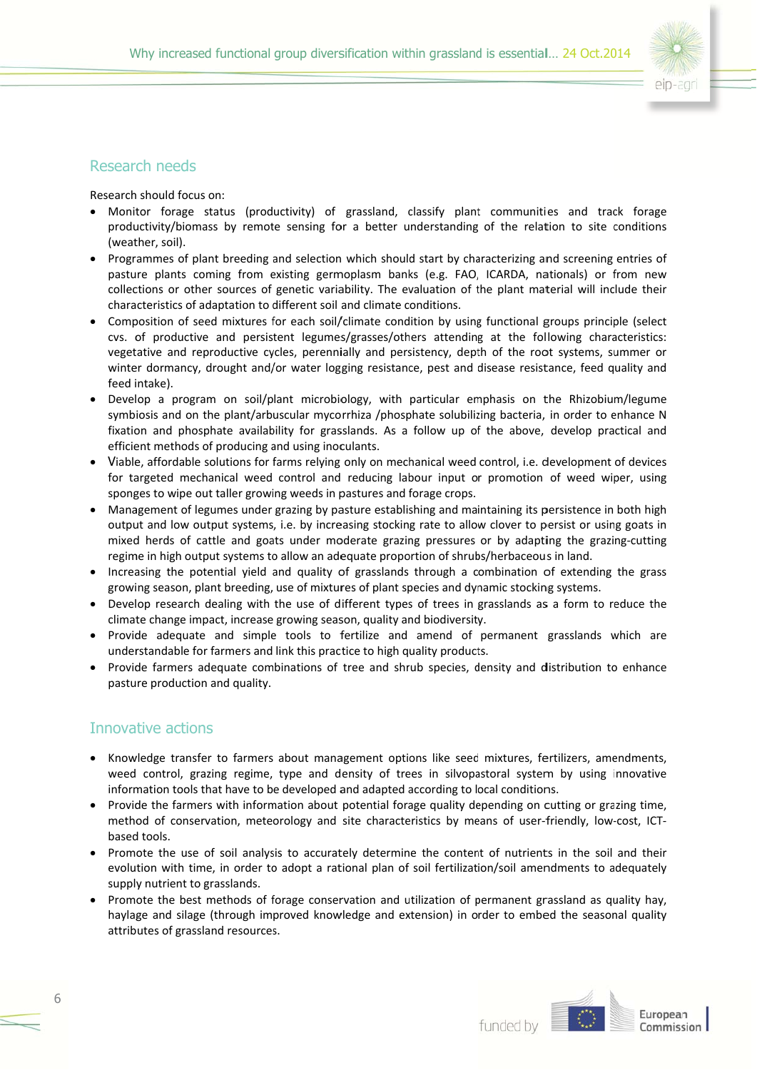## Research needs

Research should focus on:

- Monitor forage status (productivity) of grassland, classify plant communities and track forage productivity/biomass by remote sensing for a better understanding of the relation to site conditions (weather, soil).
- Programmes of plant breeding and selection which should start by characterizing and screening entries of pasture plants coming from existing germoplasm banks (e.g. FAO, ICARDA, nationals) or from new collections or other sources of genetic variability. The evaluation of the plant material will include their characteristics of adaptation to different soil and climate conditions.
- Composition of seed mixtures for each soil/climate condition by using functional groups principle (select cvs. of productive and persistent legumes/grasses/others attending at the following characteristics: vegetative and reproductive cycles, perennially and persistency, depth of the root systems, summer or winter dormancy, drought and/or water logging resistance, pest and disease resistance, feed quality and feed intake).
- Develop a program on soil/plant microbiology, with particular emphasis on the Rhizobium/legume symbiosis and on the plant/arbuscular mycorrhiza /phosphate solubilizing bacteria, in order to enhance N fixation and phosphate availability for grasslands. As a follow up of the above, develop practical and efficient methods of producing and using inoculants.
- Viable, affordable solutions for farms relying only on mechanical weed control, i.e. development of devices for targeted mechanical weed control and reducing labour input or promotion of weed wiper, using sponges to wipe out taller growing weeds in pastures and forage crops.
- Management of legumes under grazing by pasture establishing and maintaining its persistence in both high output and low output systems, i.e. by increasing stocking rate to allow clover to persist or using goats in mixed herds of cattle and goats under moderate grazing pressures or by adapting the grazing-cutting regime in high output systems to allow an adequate proportion of shrubs/herbaceous in land.
- Increasing the potential yield and quality of grasslands through a combination of extending the grass growing season, plant breeding, use of mixtures of plant species and dynamic stocking systems.
- Develop research dealing with the use of different types of trees in grasslands as a form to reduce the climate change impact, increase growing season, quality and biodiversity.
- Provide adequate and simple tools to fertilize and amend of permanent grasslands which are understandable for farmers and link this practice to high quality products.
- Provide farmers adequate combinations of tree and shrub species, density and distribution to enhance pasture production and quality.

## Innovative actions

- Knowledge transfer to farmers about management options like seed mixtures, fertilizers, amendments, weed control, grazing regime, type and density of trees in silvopastoral system by using innovative information tools that have to be developed and adapted according to local conditions.
- Provide the farmers with information about potential forage quality depending on cutting or grazing time, method of conservation, meteorology and site characteristics by means of user-friendly, low-cost, ICT-based tools.
- Promote the use of soil analysis to accurately determine the content of nutrients in the soil and their evolution with time, in order to adopt a rational plan of soil fertilization/soil amendments to adequately supply nutrient to grasslands.
- Promote the best methods of forage conservation and utilization of permanent grassland as quality hay, haylage and silage (through improved knowledge and extension) in order to embed the seasonal quality attributes of grassland resources.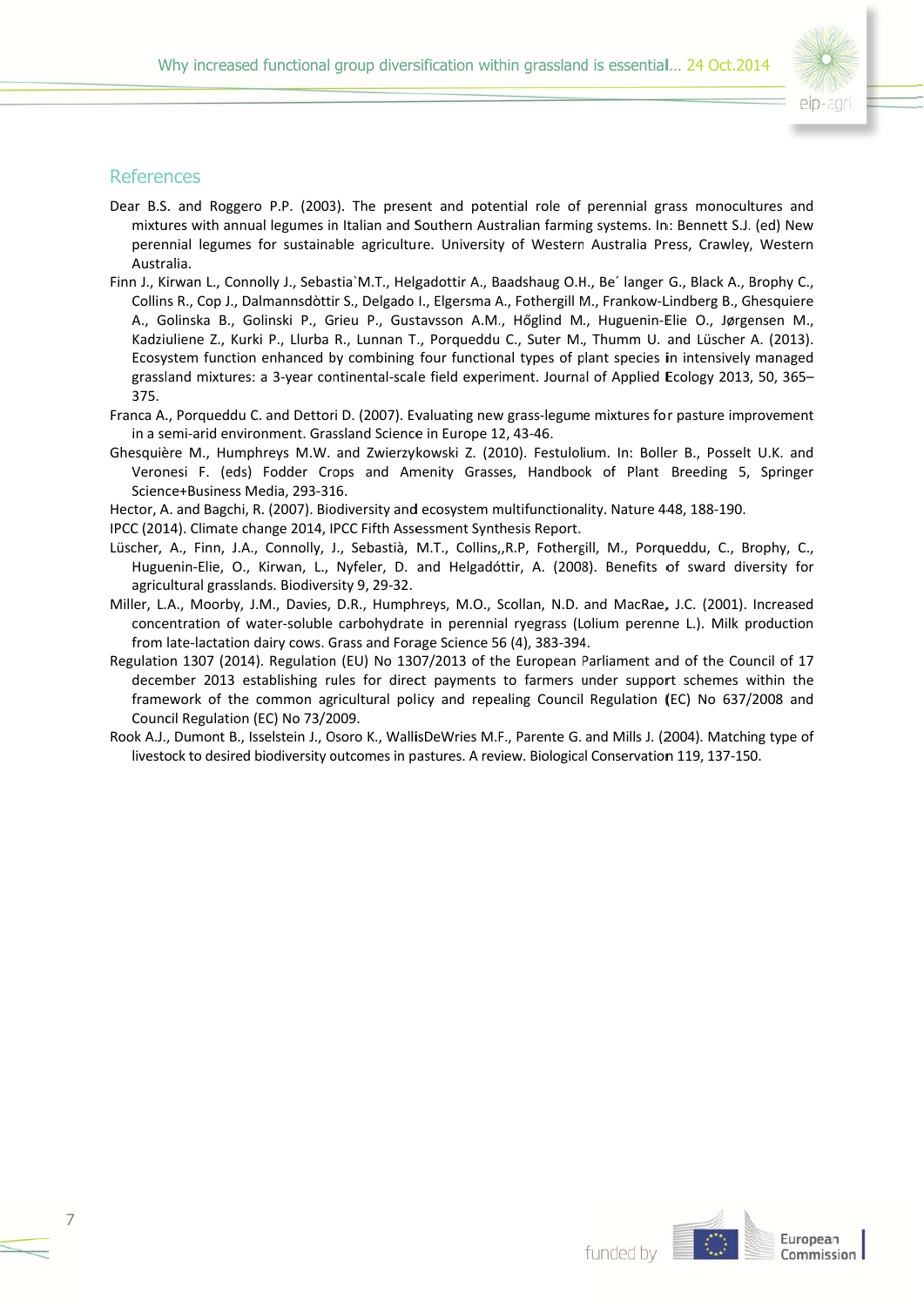## References

Dear B.S. and Roggero P.P. (2003). The present and potential role of perennial grass monocultures and mixtures with annual legumes in Italian and Southern Australian farming systems. In: Bennett S.J. (ed) New perennial legumes for sustainable agriculture. University of Western Australia Press, Crawley, Western Australia.

Finn J., Kirwan L., Connolly J., Sebastia`M.T., Helgadottir A., Baadshaug O.H., Be´ langer G., Black A., Brophy C., Collins R., Cop J., Dalmannsdòttir S., Delgado I., Elgersma A., Fothergill M., Frankow-Lindberg B., Ghesquiere A., Golinska B., Golinski P., Grieu P., Gustavsson A.M., Hőglind M., Huguenin-Elie O., Jørgensen M., Kadziuliene Z., Kurki P., Llurba R., Lunnan T., Porqueddu C., Suter M., Thumm U. and Lüscher A. (2013). Ecosystem function enhanced by combining four functional types of plant species in intensively managed grassland mixtures: a 3-year continental-scale field experiment. Journal of Applied Ecology 2013, 50, 365–375.

Franca A., Porqueddu C. and Dettori D. (2007). Evaluating new grass-legume mixtures for pasture improvement in a semi-arid environment. Grassland Science in Europe 12, 43-46.

Ghesquière M., Humphreys M.W. and Zwierzykowski Z. (2010). Festulolium. In: Boller B., Posselt U.K. and Veronesi F. (eds) Fodder Crops and Amenity Grasses, Handbook of Plant Breeding 5, Springer Science+Business Media, 293-316.

Hector, A. and Bagchi, R. (2007). Biodiversity and ecosystem multifunctionality. Nature 448, 188-190.

IPCC (2014). Climate change 2014, IPCC Fifth Assessment Synthesis Report.

Lüscher, A., Finn, J.A., Connolly, J., Sebastià, M.T., Collins,,R.P, Fothergill, M., Porqueddu, C., Brophy, C., Huguenin-Elie, O., Kirwan, L., Nyfeler, D. and Helgadóttir, A. (2008). Benefits of sward diversity for agricultural grasslands. Biodiversity 9, 29-32.

Miller, L.A., Moorby, J.M., Davies, D.R., Humphreys, M.O., Scollan, N.D. and MacRae, J.C. (2001). Increased concentration of water-soluble carbohydrate in perennial ryegrass (Lolium perenne L.). Milk production from late-lactation dairy cows. Grass and Forage Science 56 (4), 383-394.

Regulation 1307 (2014). Regulation (EU) No 1307/2013 of the European Parliament and of the Council of 17 december 2013 establishing rules for direct payments to farmers under support schemes within the framework of the common agricultural policy and repealing Council Regulation (EC) No 637/2008 and Council Regulation (EC) No 73/2009.

Rook A.J., Dumont B., Isselstein J., Osoro K., WallisDeWries M.F., Parente G. and Mills J. (2004). Matching type of livestock to desired biodiversity outcomes in pastures. A review. Biological Conservation 119, 137-150.